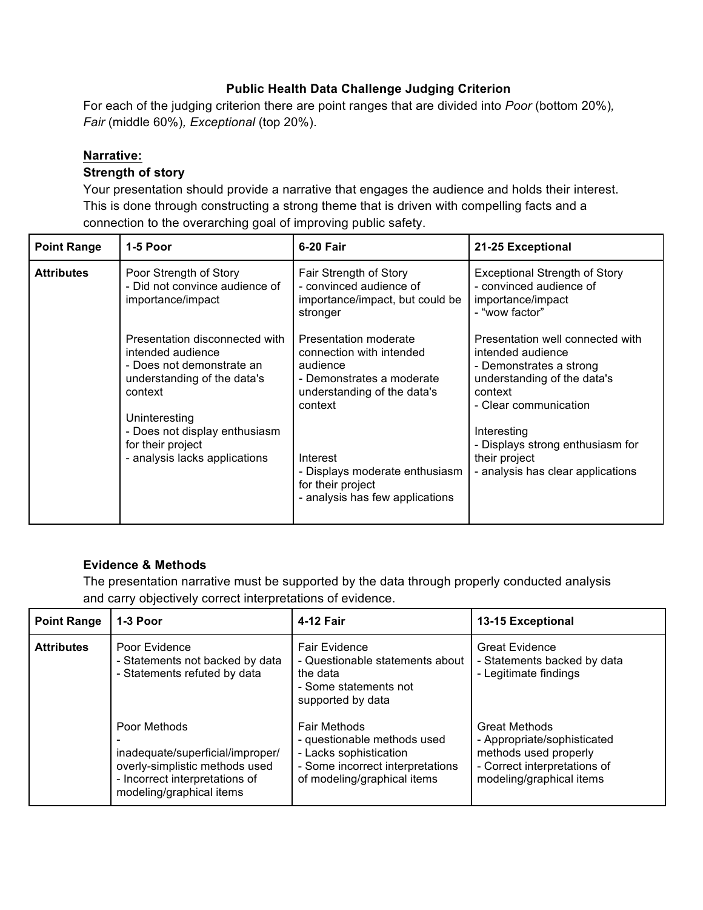# Public Health Data Challenge Judging Criterion

For each of the judging criterion there are point ranges that are divided into *Poor* (bottom 20%), *Fair* (middle 60%), *Exceptional* (top 20%).

## Narrative:

### Strength of story

Your presentation should provide a narrative that engages the audience and holds their interest. This is done through constructing a strong theme that is driven with compelling facts and a connection to the overarching goal of improving public safety.

| Point Range | 1-5 Poor | 6-20 Fair | 21-25 Exceptional |
|---|---|---|---|
| Attributes | Poor Strength of Story<br>- Did not convince audience of importance/impact<br><br>Presentation disconnected with intended audience<br>- Does not demonstrate an understanding of the data's context<br><br>Uninteresting<br>- Does not display enthusiasm for their project<br>- analysis lacks applications | Fair Strength of Story<br>- convinced audience of importance/impact, but could be stronger<br><br>Presentation moderate connection with intended audience<br>- Demonstrates a moderate understanding of the data's context<br><br>Interest<br>- Displays moderate enthusiasm for their project<br>- analysis has few applications | Exceptional Strength of Story<br>- convinced audience of importance/impact<br>- "wow factor"<br><br>Presentation well connected with intended audience<br>- Demonstrates a strong understanding of the data's context<br>- Clear communication<br><br>Interesting<br>- Displays strong enthusiasm for their project<br>- analysis has clear applications |

### Evidence & Methods

The presentation narrative must be supported by the data through properly conducted analysis and carry objectively correct interpretations of evidence.

| Point Range | 1-3 Poor | 4-12 Fair | 13-15 Exceptional |
|---|---|---|---|
| Attributes | Poor Evidence<br>- Statements not backed by data<br>- Statements refuted by data<br><br>Poor Methods<br>- inadequate/superficial/improper/overly-simplistic methods used<br>- Incorrect interpretations of modeling/graphical items | Fair Evidence<br>- Questionable statements about the data<br>- Some statements not supported by data<br><br>Fair Methods<br>- questionable methods used<br>- Lacks sophistication<br>- Some incorrect interpretations of modeling/graphical items | Great Evidence<br>- Statements backed by data<br>- Legitimate findings<br><br>Great Methods<br>- Appropriate/sophisticated methods used properly<br>- Correct interpretations of modeling/graphical items |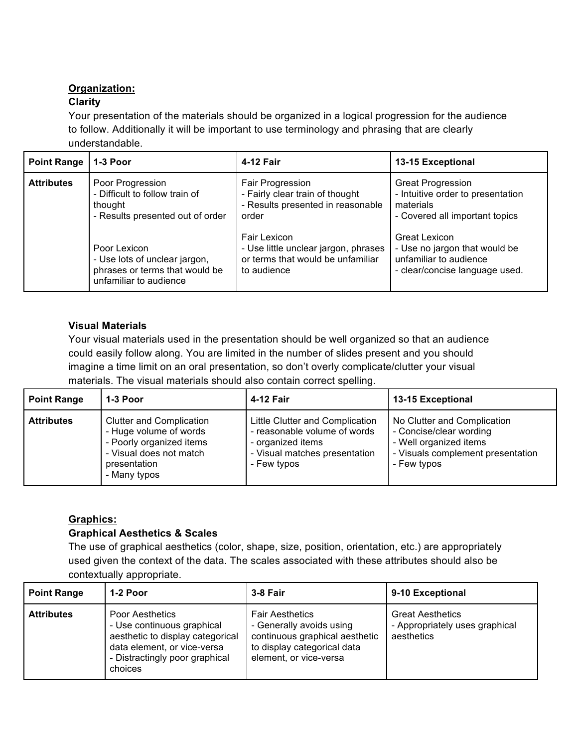<u>**Organization:**</u>

**Clarity**

Your presentation of the materials should be organized in a logical progression for the audience to follow. Additionally it will be important to use terminology and phrasing that are clearly understandable.

| Point Range | 1-3 Poor | 4-12 Fair | 13-15 Exceptional |
|---|---|---|---|
| Attributes | Poor Progression<br>- Difficult to follow train of thought<br>- Results presented out of order<br><br>Poor Lexicon<br>- Use lots of unclear jargon, phrases or terms that would be unfamiliar to audience | Fair Progression<br>- Fairly clear train of thought<br>- Results presented in reasonable order<br><br>Fair Lexicon<br>- Use little unclear jargon, phrases or terms that would be unfamiliar to audience | Great Progression<br>- Intuitive order to presentation materials<br>- Covered all important topics<br><br>Great Lexicon<br>- Use no jargon that would be unfamiliar to audience<br>- clear/concise language used. |

**Visual Materials**

Your visual materials used in the presentation should be well organized so that an audience could easily follow along. You are limited in the number of slides present and you should imagine a time limit on an oral presentation, so don't overly complicate/clutter your visual materials. The visual materials should also contain correct spelling.

| Point Range | 1-3 Poor | 4-12 Fair | 13-15 Exceptional |
|---|---|---|---|
| Attributes | Clutter and Complication<br>- Huge volume of words<br>- Poorly organized items<br>- Visual does not match presentation<br>- Many typos | Little Clutter and Complication<br>- reasonable volume of words<br>- organized items<br>- Visual matches presentation<br>- Few typos | No Clutter and Complication<br>- Concise/clear wording<br>- Well organized items<br>- Visuals complement presentation<br>- Few typos |

<u>**Graphics:**</u>

**Graphical Aesthetics & Scales**

The use of graphical aesthetics (color, shape, size, position, orientation, etc.) are appropriately used given the context of the data. The scales associated with these attributes should also be contextually appropriate.

| Point Range | 1-2 Poor | 3-8 Fair | 9-10 Exceptional |
|---|---|---|---|
| Attributes | Poor Aesthetics<br>- Use continuous graphical aesthetic to display categorical data element, or vice-versa<br>- Distractingly poor graphical choices | Fair Aesthetics<br>- Generally avoids using continuous graphical aesthetic to display categorical data element, or vice-versa | Great Aesthetics<br>- Appropriately uses graphical aesthetics |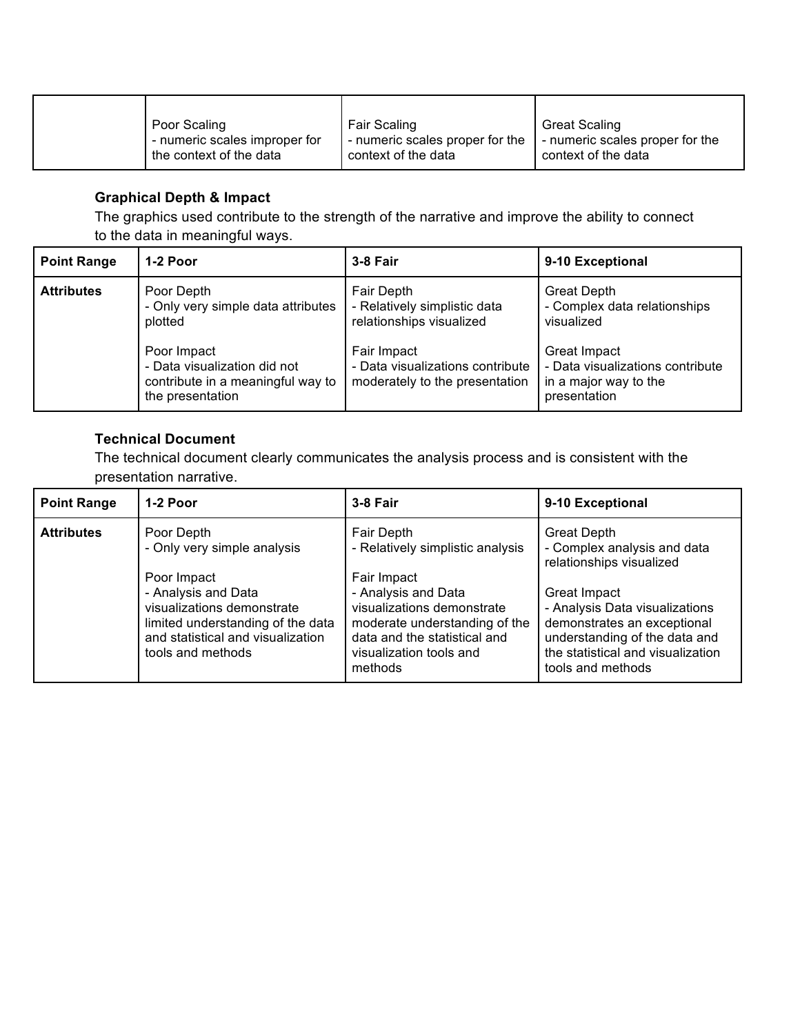| | | | |
|---|---|---|---|
| | Poor Scaling<br>- numeric scales improper for the context of the data | Fair Scaling<br>- numeric scales proper for the context of the data | Great Scaling<br>- numeric scales proper for the context of the data |

**Graphical Depth & Impact**

The graphics used contribute to the strength of the narrative and improve the ability to connect to the data in meaningful ways.

| **Point Range** | **1-2 Poor** | **3-8 Fair** | **9-10 Exceptional** |
|---|---|---|---|
| **Attributes** | Poor Depth<br>- Only very simple data attributes plotted<br><br>Poor Impact<br>- Data visualization did not contribute in a meaningful way to the presentation | Fair Depth<br>- Relatively simplistic data relationships visualized<br><br>Fair Impact<br>- Data visualizations contribute moderately to the presentation | Great Depth<br>- Complex data relationships visualized<br><br>Great Impact<br>- Data visualizations contribute in a major way to the presentation |

**Technical Document**

The technical document clearly communicates the analysis process and is consistent with the presentation narrative.

| **Point Range** | **1-2 Poor** | **3-8 Fair** | **9-10 Exceptional** |
|---|---|---|---|
| **Attributes** | Poor Depth<br>- Only very simple analysis<br><br>Poor Impact<br>- Analysis and Data visualizations demonstrate limited understanding of the data and statistical and visualization tools and methods | Fair Depth<br>- Relatively simplistic analysis<br><br>Fair Impact<br>- Analysis and Data visualizations demonstrate moderate understanding of the data and the statistical and visualization tools and methods | Great Depth<br>- Complex analysis and data relationships visualized<br><br>Great Impact<br>- Analysis Data visualizations demonstrates an exceptional understanding of the data and the statistical and visualization tools and methods |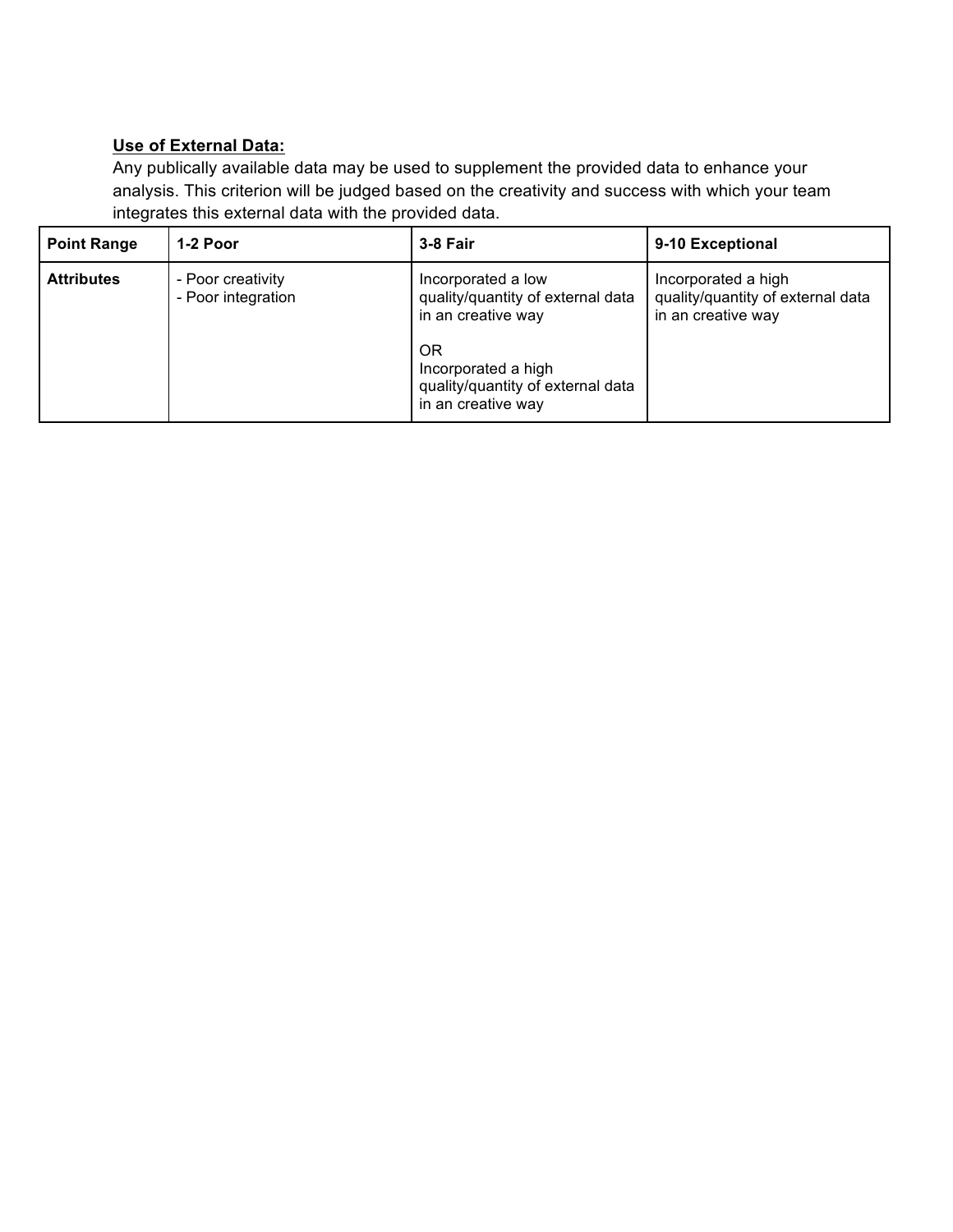**<u>Use of External Data:</u>**

Any publically available data may be used to supplement the provided data to enhance your analysis. This criterion will be judged based on the creativity and success with which your team integrates this external data with the provided data.

| **Point Range** | **1-2 Poor** | **3-8 Fair** | **9-10 Exceptional** |
|---|---|---|---|
| **Attributes** | - Poor creativity<br>- Poor integration | Incorporated a low quality/quantity of external data in an creative way<br><br>OR<br>Incorporated a high quality/quantity of external data in an creative way | Incorporated a high quality/quantity of external data in an creative way |